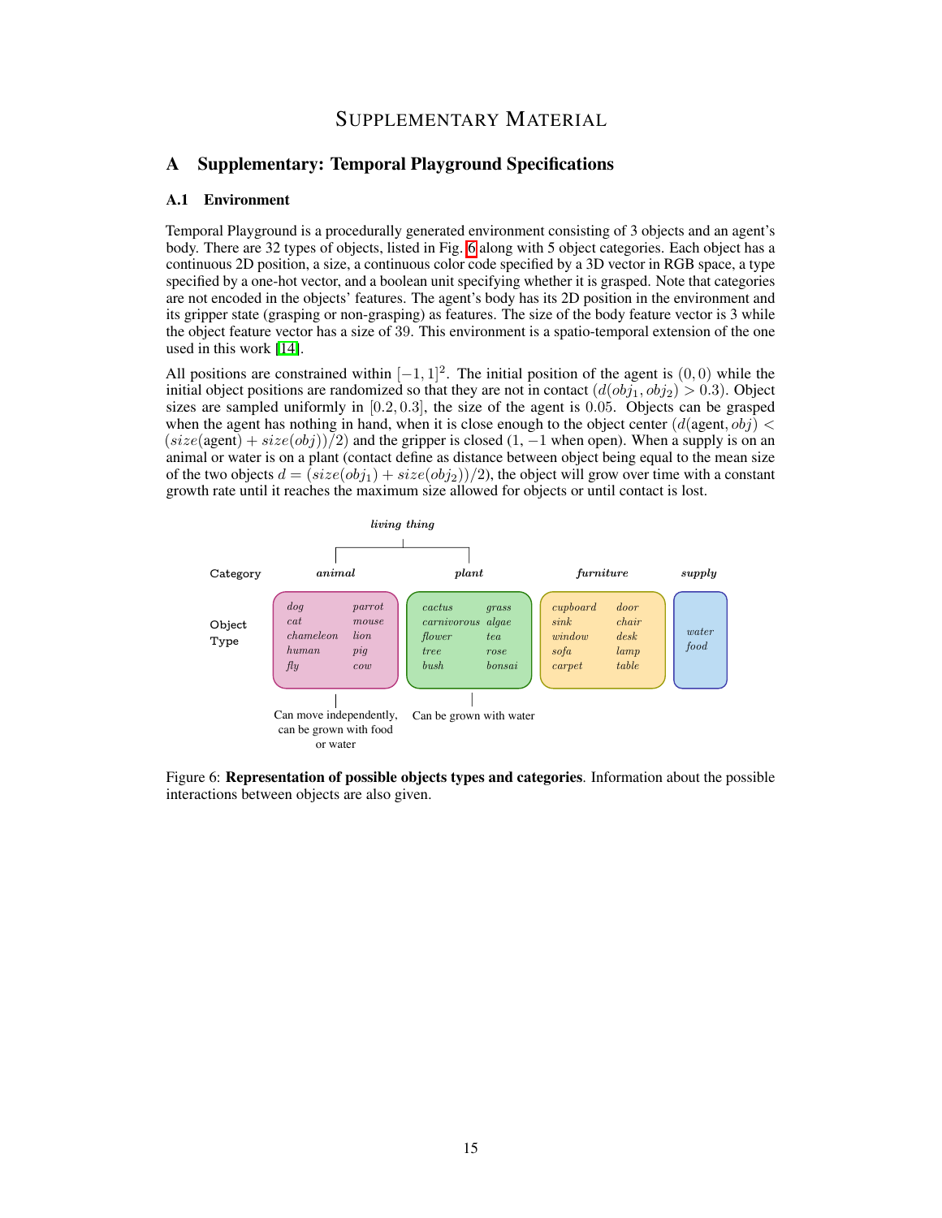# Supplementary Material

## A Supplementary: Temporal Playground Specifications

### A.1 Environment

Temporal Playground is a procedurally generated environment consisting of 3 objects and an agent's body. There are 32 types of objects, listed in Fig. 6 along with 5 object categories. Each object has a continuous 2D position, a size, a continuous color code specified by a 3D vector in RGB space, a type specified by a one-hot vector, and a boolean unit specifying whether it is grasped. Note that categories are not encoded in the objects' features. The agent's body has its 2D position in the environment and its gripper state (grasping or non-grasping) as features. The size of the body feature vector is 3 while the object feature vector has a size of 39. This environment is a spatio-temporal extension of the one used in this work [14].

All positions are constrained within $[-1, 1]^2$. The initial position of the agent is $(0, 0)$ while the initial object positions are randomized so that they are not in contact ($d(obj_1, obj_2) > 0.3$). Object sizes are sampled uniformly in $[0.2, 0.3]$, the size of the agent is $0.05$. Objects can be grasped when the agent has nothing in hand, when it is close enough to the object center ($d(\text{agent}, obj) < (size(\text{agent}) + size(obj))/2$) and the gripper is closed ($1$, $-1$ when open). When a supply is on an animal or water is on a plant (contact define as distance between object being equal to the mean size of the two objects $d = (size(obj_1) + size(obj_2))/2$), the object will grow over time with a constant growth rate until it reaches the maximum size allowed for objects or until contact is lost.

| Category | *animal* (*living thing*) | *plant* (*living thing*) | *furniture* | *supply* |
|---|---|---|---|---|
| Object Type | *dog, parrot, cat, mouse, chameleon, lion, human, pig, fly, cow* | *cactus, grass, carnivorous, algae, flower, tea, tree, rose, bush, bonsai* | *cupboard, door, sink, chair, window, desk, sofa, lamp, carpet, table* | *water, food* |
| | Can move independently, can be grown with food or water | Can be grown with water | | |

Figure 6: **Representation of possible objects types and categories**. Information about the possible interactions between objects are also given.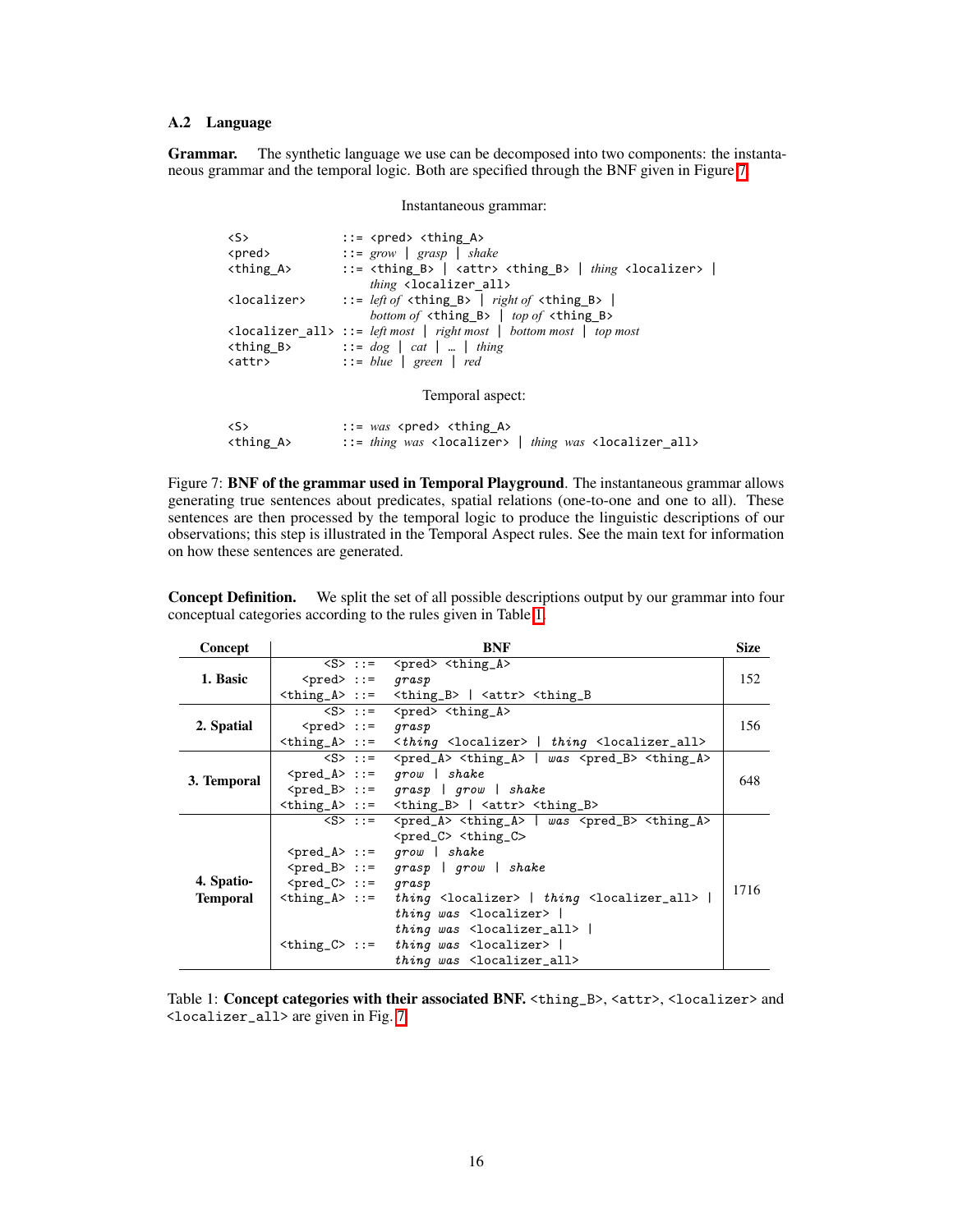### A.2 Language

**Grammar.** The synthetic language we use can be decomposed into two components: the instantaneous grammar and the temporal logic. Both are specified through the BNF given in Figure 7.

Instantaneous grammar:

```
<S>             ::= <pred> <thing_A>
<pred>          ::= grow | grasp | shake
<thing_A>       ::= <thing_B> | <attr> <thing_B> | thing <localizer> |
                    thing <localizer_all>
<localizer>     ::= left of <thing_B> | right of <thing_B> |
                    bottom of <thing_B> | top of <thing_B>
<localizer_all> ::= left most | right most | bottom most | top most
<thing_B>       ::= dog | cat | … | thing
<attr>          ::= blue | green | red
```

Temporal aspect:

```
<S>             ::= was <pred> <thing_A>
<thing_A>       ::= thing was <localizer> | thing was <localizer_all>
```

Figure 7: **BNF of the grammar used in Temporal Playground**. The instantaneous grammar allows generating true sentences about predicates, spatial relations (one-to-one and one to all). These sentences are then processed by the temporal logic to produce the linguistic descriptions of our observations; this step is illustrated in the Temporal Aspect rules. See the main text for information on how these sentences are generated.

**Concept Definition.** We split the set of all possible descriptions output by our grammar into four conceptual categories according to the rules given in Table 1.

| Concept | | BNF | Size |
|---|---|---|---|
| **1. Basic** | <S> ::= | <pred> <thing_A> | 152 |
| | <pred> ::= | grasp | |
| | <thing_A> ::= | <thing_B> \| <attr> <thing_B | |
| **2. Spatial** | <S> ::= | <pred> <thing_A> | 156 |
| | <pred> ::= | grasp | |
| | <thing_A> ::= | <thing <localizer> \| thing <localizer_all> | |
| **3. Temporal** | <S> ::= | <pred_A> <thing_A> \| was <pred_B> <thing_A> | 648 |
| | <pred_A> ::= | grow \| shake | |
| | <pred_B> ::= | grasp \| grow \| shake | |
| | <thing_A> ::= | <thing_B> \| <attr> <thing_B> | |
| **4. Spatio-Temporal** | <S> ::= | <pred_A> <thing_A> \| was <pred_B> <thing_A> <pred_C> <thing_C> | 1716 |
| | <pred_A> ::= | grow \| shake | |
| | <pred_B> ::= | grasp \| grow \| shake | |
| | <pred_C> ::= | grasp | |
| | <thing_A> ::= | thing <localizer> \| thing <localizer_all> \| thing was <localizer> \| thing was <localizer_all> \| | |
| | <thing_C> ::= | thing was <localizer> \| thing was <localizer_all> | |

Table 1: **Concept categories with their associated BNF.** <thing_B>, <attr>, <localizer> and <localizer_all> are given in Fig. 7.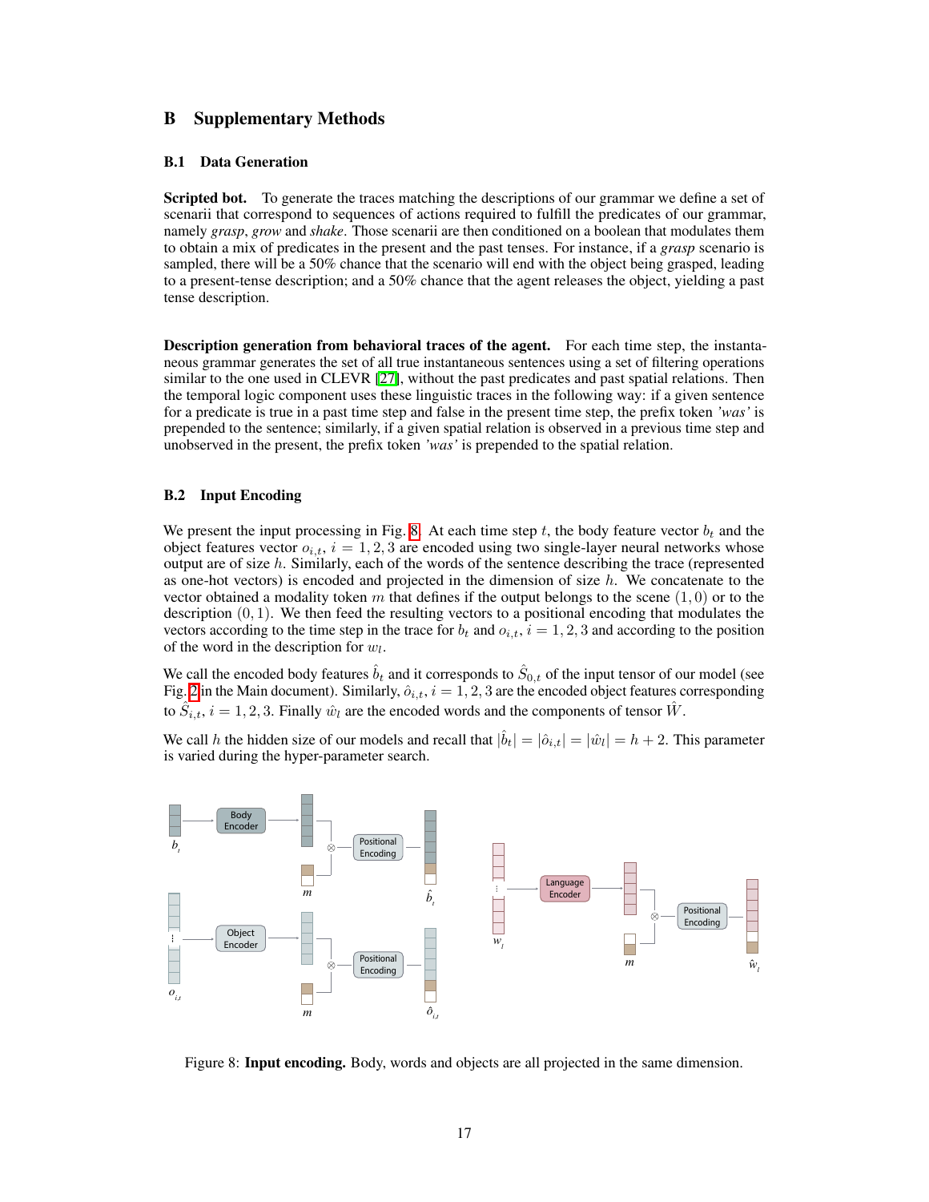# B Supplementary Methods

## B.1 Data Generation

**Scripted bot.** To generate the traces matching the descriptions of our grammar we define a set of scenarii that correspond to sequences of actions required to fulfill the predicates of our grammar, namely *grasp*, *grow* and *shake*. Those scenarii are then conditioned on a boolean that modulates them to obtain a mix of predicates in the present and the past tenses. For instance, if a *grasp* scenario is sampled, there will be a 50% chance that the scenario will end with the object being grasped, leading to a present-tense description; and a 50% chance that the agent releases the object, yielding a past tense description.

**Description generation from behavioral traces of the agent.** For each time step, the instantaneous grammar generates the set of all true instantaneous sentences using a set of filtering operations similar to the one used in CLEVR [27], without the past predicates and past spatial relations. Then the temporal logic component uses these linguistic traces in the following way: if a given sentence for a predicate is true in a past time step and false in the present time step, the prefix token *'was'* is prepended to the sentence; similarly, if a given spatial relation is observed in a previous time step and unobserved in the present, the prefix token *'was'* is prepended to the spatial relation.

## B.2 Input Encoding

We present the input processing in Fig. 8. At each time step $t$, the body feature vector $b_t$ and the object features vector $o_{i,t}$, $i = 1, 2, 3$ are encoded using two single-layer neural networks whose output are of size $h$. Similarly, each of the words of the sentence describing the trace (represented as one-hot vectors) is encoded and projected in the dimension of size $h$. We concatenate to the vector obtained a modality token $m$ that defines if the output belongs to the scene $(1, 0)$ or to the description $(0, 1)$. We then feed the resulting vectors to a positional encoding that modulates the vectors according to the time step in the trace for $b_t$ and $o_{i,t}$, $i = 1, 2, 3$ and according to the position of the word in the description for $w_l$.

We call the encoded body features $\hat{b}_t$ and it corresponds to $\hat{S}_{0,t}$ of the input tensor of our model (see Fig. 2 in the Main document). Similarly, $\hat{o}_{i,t}$, $i = 1, 2, 3$ are the encoded object features corresponding to $\hat{S}_{i,t}$, $i = 1, 2, 3$. Finally $\hat{w}_l$ are the encoded words and the components of tensor $\hat{W}$.

We call $h$ the hidden size of our models and recall that $|\hat{b}_t| = |\hat{o}_{i,t}| = |\hat{w}_l| = h + 2$. This parameter is varied during the hyper-parameter search.

Figure 8: **Input encoding.** Body, words and objects are all projected in the same dimension.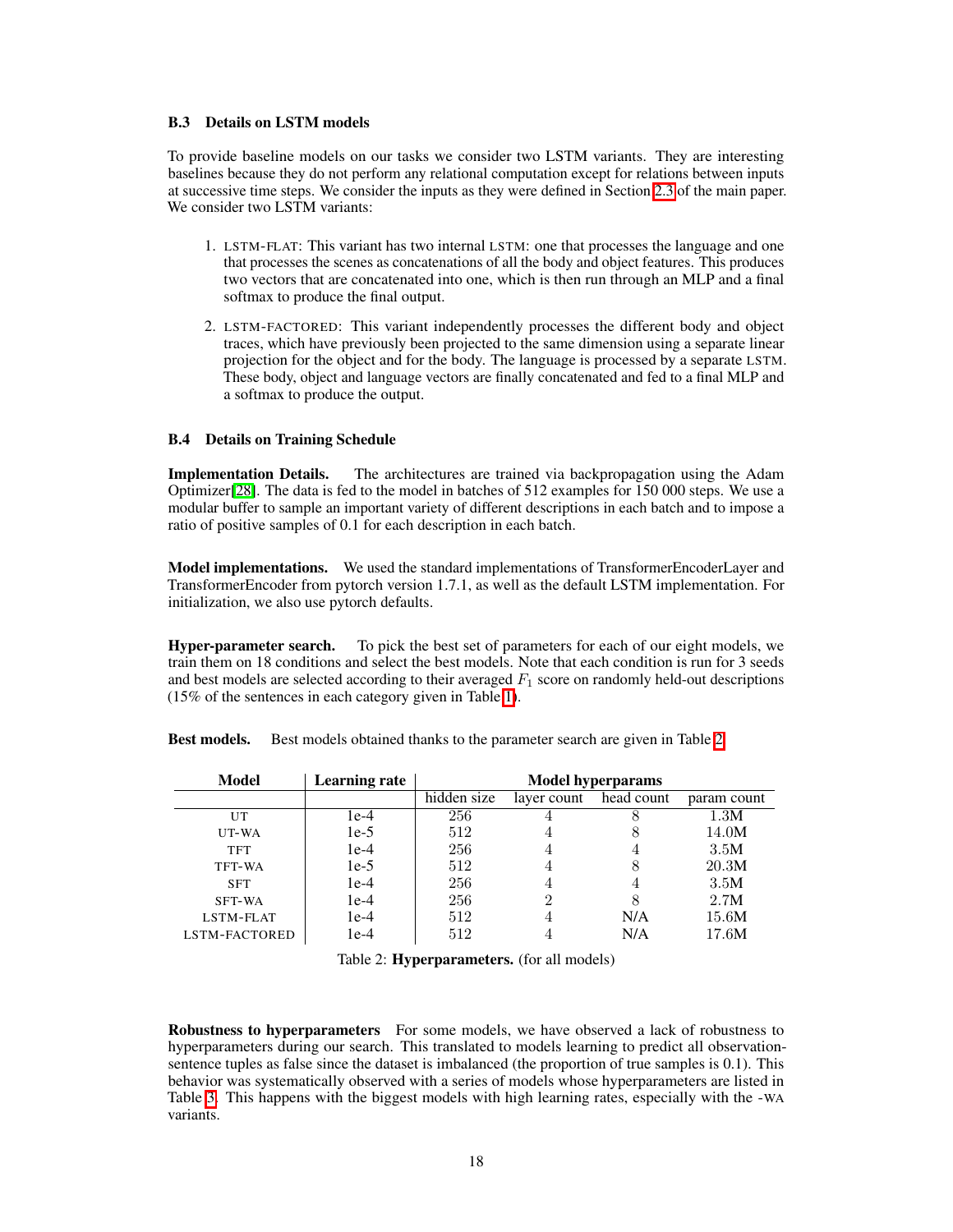### B.3 Details on LSTM models

To provide baseline models on our tasks we consider two LSTM variants. They are interesting baselines because they do not perform any relational computation except for relations between inputs at successive time steps. We consider the inputs as they were defined in Section 2.3 of the main paper. We consider two LSTM variants:

1. LSTM-FLAT: This variant has two internal LSTM: one that processes the language and one that processes the scenes as concatenations of all the body and object features. This produces two vectors that are concatenated into one, which is then run through an MLP and a final softmax to produce the final output.
2. LSTM-FACTORED: This variant independently processes the different body and object traces, which have previously been projected to the same dimension using a separate linear projection for the object and for the body. The language is processed by a separate LSTM. These body, object and language vectors are finally concatenated and fed to a final MLP and a softmax to produce the output.

### B.4 Details on Training Schedule

**Implementation Details.** The architectures are trained via backpropagation using the Adam Optimizer[28]. The data is fed to the model in batches of 512 examples for 150 000 steps. We use a modular buffer to sample an important variety of different descriptions in each batch and to impose a ratio of positive samples of 0.1 for each description in each batch.

**Model implementations.** We used the standard implementations of TransformerEncoderLayer and TransformerEncoder from pytorch version 1.7.1, as well as the default LSTM implementation. For initialization, we also use pytorch defaults.

**Hyper-parameter search.** To pick the best set of parameters for each of our eight models, we train them on 18 conditions and select the best models. Note that each condition is run for 3 seeds and best models are selected according to their averaged $F_1$ score on randomly held-out descriptions (15% of the sentences in each category given in Table 1).

**Best models.** Best models obtained thanks to the parameter search are given in Table 2.

| Model | Learning rate | Model hyperparams | | | |
|---|---|---|---|---|---|
| | | hidden size | layer count | head count | param count |
| UT | 1e-4 | 256 | 4 | 8 | 1.3M |
| UT-WA | 1e-5 | 512 | 4 | 8 | 14.0M |
| TFT | 1e-4 | 256 | 4 | 4 | 3.5M |
| TFT-WA | 1e-5 | 512 | 4 | 8 | 20.3M |
| SFT | 1e-4 | 256 | 4 | 4 | 3.5M |
| SFT-WA | 1e-4 | 256 | 2 | 8 | 2.7M |
| LSTM-FLAT | 1e-4 | 512 | 4 | N/A | 15.6M |
| LSTM-FACTORED | 1e-4 | 512 | 4 | N/A | 17.6M |

Table 2: **Hyperparameters.** (for all models)

**Robustness to hyperparameters** For some models, we have observed a lack of robustness to hyperparameters during our search. This translated to models learning to predict all observation-sentence tuples as false since the dataset is imbalanced (the proportion of true samples is 0.1). This behavior was systematically observed with a series of models whose hyperparameters are listed in Table 3. This happens with the biggest models with high learning rates, especially with the -WA variants.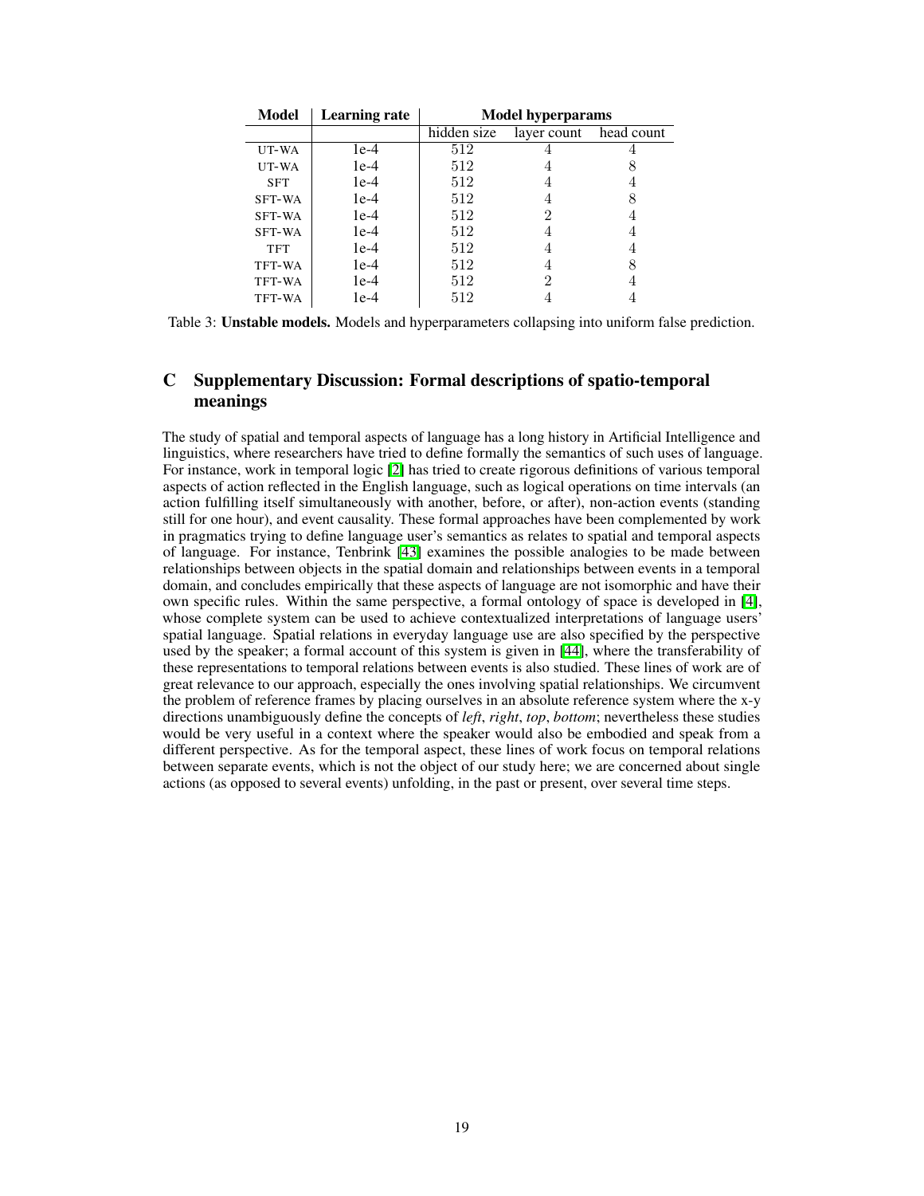| Model | Learning rate | Model hyperparams | | |
|---|---|---|---|---|
| | | hidden size | layer count | head count |
| UT-WA | 1e-4 | 512 | 4 | 4 |
| UT-WA | 1e-4 | 512 | 4 | 8 |
| SFT | 1e-4 | 512 | 4 | 4 |
| SFT-WA | 1e-4 | 512 | 4 | 8 |
| SFT-WA | 1e-4 | 512 | 2 | 4 |
| SFT-WA | 1e-4 | 512 | 4 | 4 |
| TFT | 1e-4 | 512 | 4 | 4 |
| TFT-WA | 1e-4 | 512 | 4 | 8 |
| TFT-WA | 1e-4 | 512 | 2 | 4 |
| TFT-WA | 1e-4 | 512 | 4 | 4 |

Table 3: **Unstable models.** Models and hyperparameters collapsing into uniform false prediction.

# C Supplementary Discussion: Formal descriptions of spatio-temporal meanings

The study of spatial and temporal aspects of language has a long history in Artificial Intelligence and linguistics, where researchers have tried to define formally the semantics of such uses of language. For instance, work in temporal logic [2] has tried to create rigorous definitions of various temporal aspects of action reflected in the English language, such as logical operations on time intervals (an action fulfilling itself simultaneously with another, before, or after), non-action events (standing still for one hour), and event causality. These formal approaches have been complemented by work in pragmatics trying to define language user's semantics as relates to spatial and temporal aspects of language. For instance, Tenbrink [43] examines the possible analogies to be made between relationships between objects in the spatial domain and relationships between events in a temporal domain, and concludes empirically that these aspects of language are not isomorphic and have their own specific rules. Within the same perspective, a formal ontology of space is developed in [4], whose complete system can be used to achieve contextualized interpretations of language users' spatial language. Spatial relations in everyday language use are also specified by the perspective used by the speaker; a formal account of this system is given in [44], where the transferability of these representations to temporal relations between events is also studied. These lines of work are of great relevance to our approach, especially the ones involving spatial relationships. We circumvent the problem of reference frames by placing ourselves in an absolute reference system where the x-y directions unambiguously define the concepts of *left*, *right*, *top*, *bottom*; nevertheless these studies would be very useful in a context where the speaker would also be embodied and speak from a different perspective. As for the temporal aspect, these lines of work focus on temporal relations between separate events, which is not the object of our study here; we are concerned about single actions (as opposed to several events) unfolding, in the past or present, over several time steps.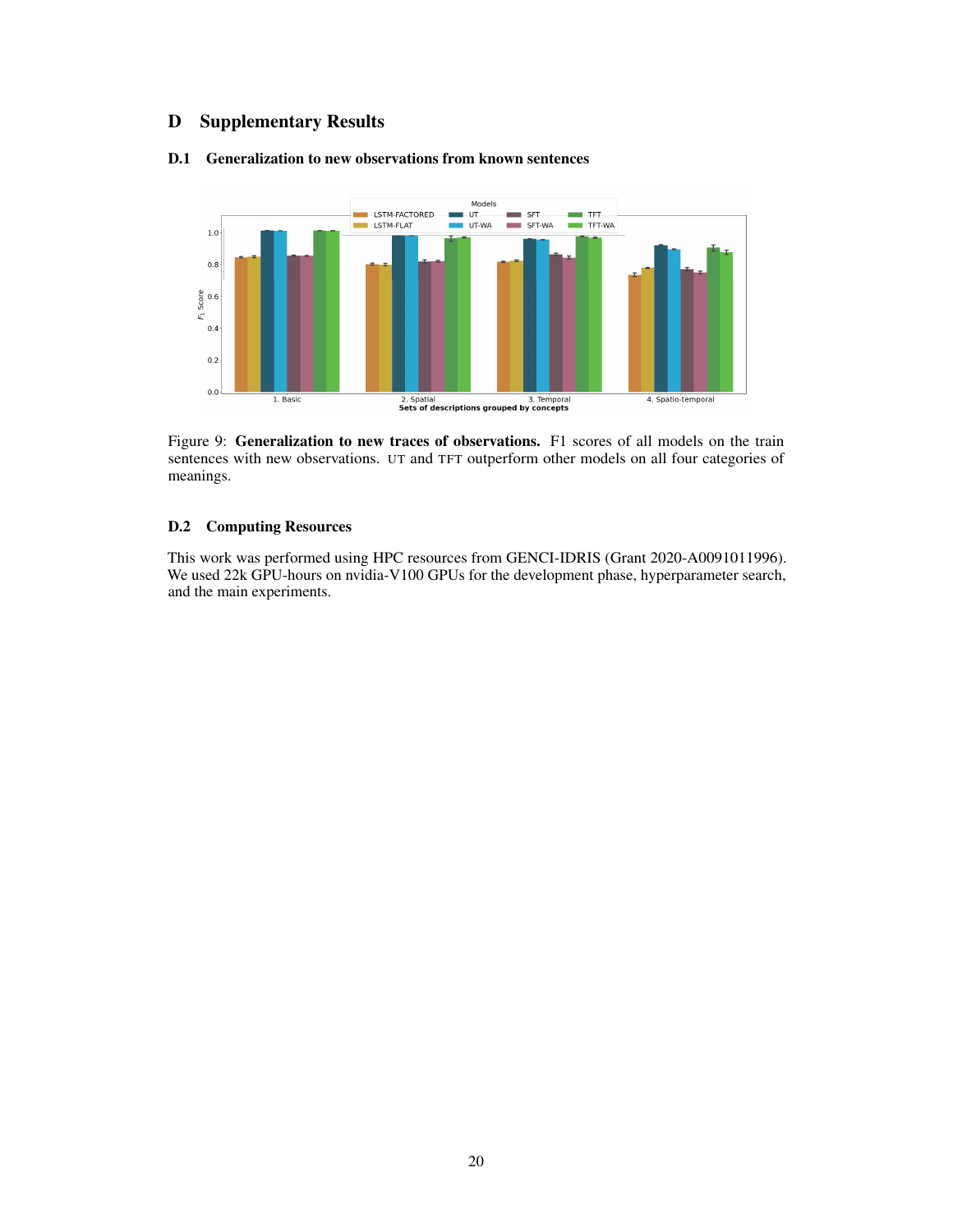# D Supplementary Results

## D.1 Generalization to new observations from known sentences

Models
LSTM-FACTORED
LSTM-FLAT
UT
UT-WA
SFT
SFT-WA
TFT
TFT-WA

$F_1$ Score

0.0
0.2
0.4
0.6
0.8
1.0

1. Basic
2. Spatial
3. Temporal
4. Spatio-temporal

Sets of descriptions grouped by concepts

Figure 9: **Generalization to new traces of observations.** F1 scores of all models on the train sentences with new observations. UT and TFT outperform other models on all four categories of meanings.

## D.2 Computing Resources

This work was performed using HPC resources from GENCI-IDRIS (Grant 2020-A0091011996). We used 22k GPU-hours on nvidia-V100 GPUs for the development phase, hyperparameter search, and the main experiments.